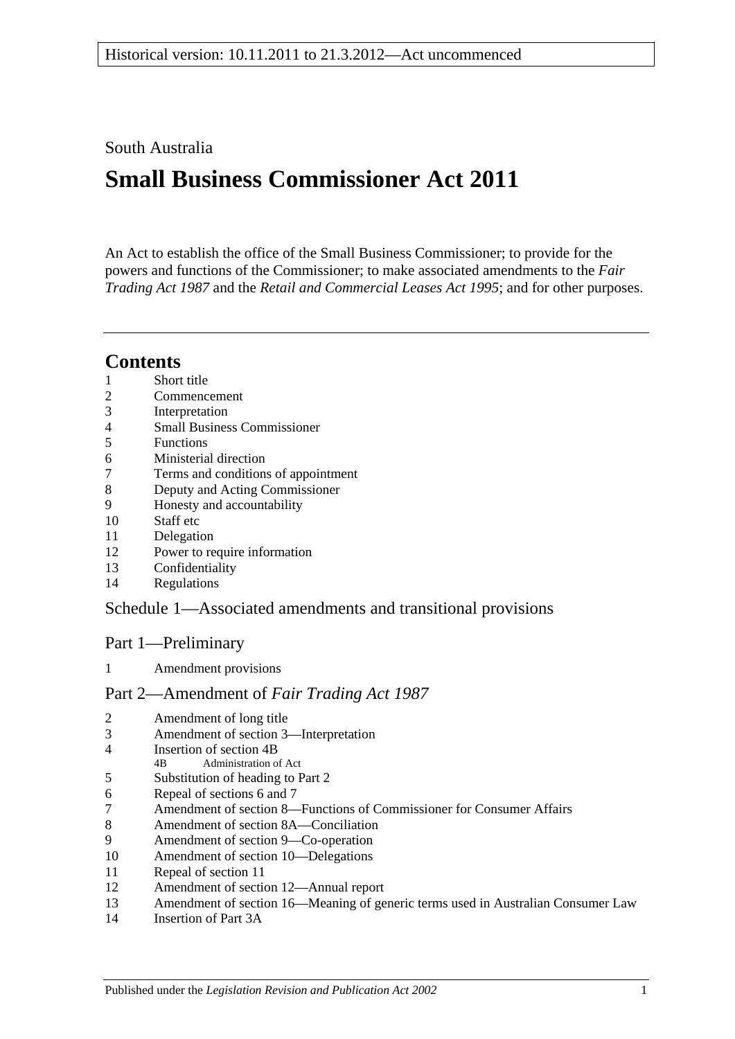Historical version: 10.11.2011 to 21.3.2012—Act uncommenced

South Australia

# Small Business Commissioner Act 2011

An Act to establish the office of the Small Business Commissioner; to provide for the powers and functions of the Commissioner; to make associated amendments to the *Fair Trading Act 1987* and the *Retail and Commercial Leases Act 1995*; and for other purposes.

## Contents

1 Short title
2 Commencement
3 Interpretation
4 Small Business Commissioner
5 Functions
6 Ministerial direction
7 Terms and conditions of appointment
8 Deputy and Acting Commissioner
9 Honesty and accountability
10 Staff etc
11 Delegation
12 Power to require information
13 Confidentiality
14 Regulations

### Schedule 1—Associated amendments and transitional provisions

#### Part 1—Preliminary

1 Amendment provisions

#### Part 2—Amendment of *Fair Trading Act 1987*

2 Amendment of long title
3 Amendment of section 3—Interpretation
4 Insertion of section 4B
  4B Administration of Act
5 Substitution of heading to Part 2
6 Repeal of sections 6 and 7
7 Amendment of section 8—Functions of Commissioner for Consumer Affairs
8 Amendment of section 8A—Conciliation
9 Amendment of section 9—Co-operation
10 Amendment of section 10—Delegations
11 Repeal of section 11
12 Amendment of section 12—Annual report
13 Amendment of section 16—Meaning of generic terms used in Australian Consumer Law
14 Insertion of Part 3A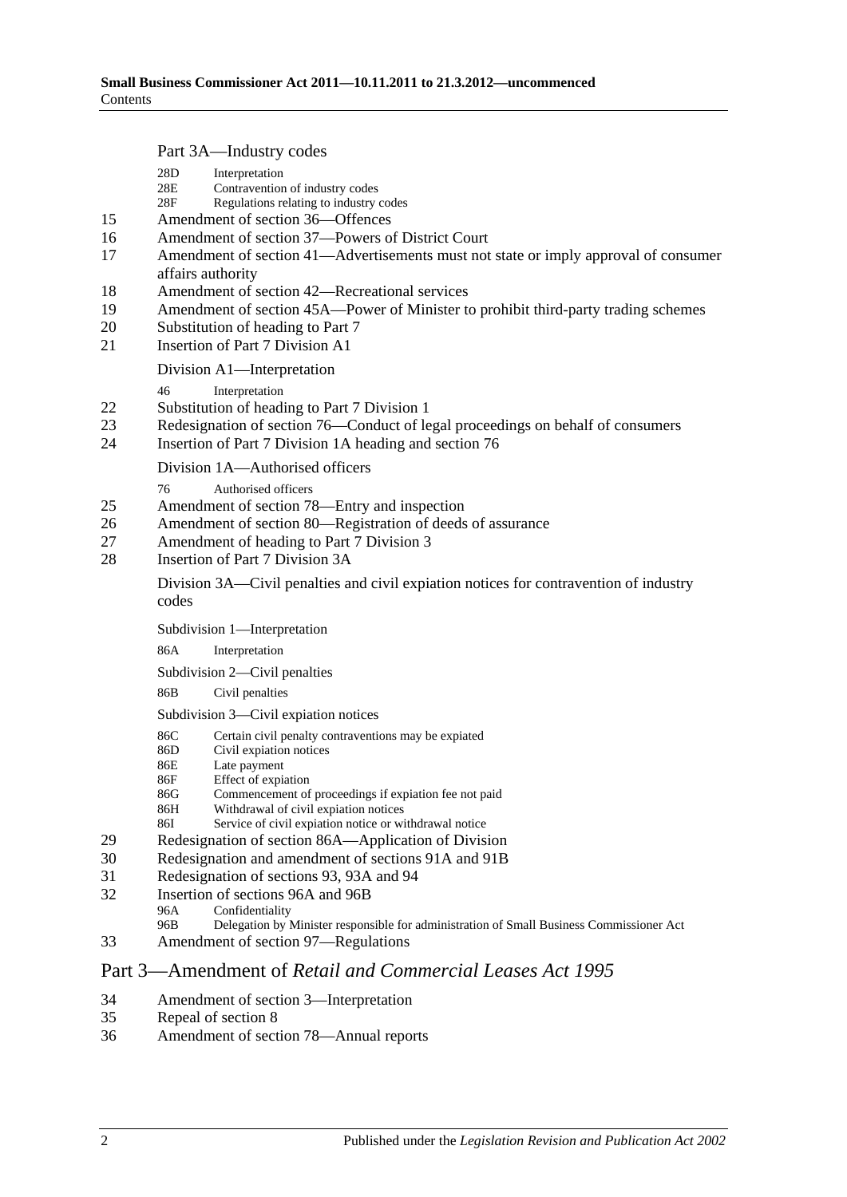Part 3A—Industry codes

28D Interpretation
28E Contravention of industry codes
28F Regulations relating to industry codes

15 Amendment of section 36—Offences
16 Amendment of section 37—Powers of District Court
17 Amendment of section 41—Advertisements must not state or imply approval of consumer affairs authority
18 Amendment of section 42—Recreational services
19 Amendment of section 45A—Power of Minister to prohibit third-party trading schemes
20 Substitution of heading to Part 7
21 Insertion of Part 7 Division A1

Division A1—Interpretation

46 Interpretation

22 Substitution of heading to Part 7 Division 1
23 Redesignation of section 76—Conduct of legal proceedings on behalf of consumers
24 Insertion of Part 7 Division 1A heading and section 76

Division 1A—Authorised officers

76 Authorised officers

25 Amendment of section 78—Entry and inspection
26 Amendment of section 80—Registration of deeds of assurance
27 Amendment of heading to Part 7 Division 3
28 Insertion of Part 7 Division 3A

Division 3A—Civil penalties and civil expiation notices for contravention of industry codes

Subdivision 1—Interpretation

86A Interpretation

Subdivision 2—Civil penalties

86B Civil penalties

Subdivision 3—Civil expiation notices

86C Certain civil penalty contraventions may be expiated
86D Civil expiation notices
86E Late payment
86F Effect of expiation
86G Commencement of proceedings if expiation fee not paid
86H Withdrawal of civil expiation notices
86I Service of civil expiation notice or withdrawal notice

29 Redesignation of section 86A—Application of Division
30 Redesignation and amendment of sections 91A and 91B
31 Redesignation of sections 93, 93A and 94
32 Insertion of sections 96A and 96B

96A Confidentiality
96B Delegation by Minister responsible for administration of Small Business Commissioner Act

33 Amendment of section 97—Regulations

## Part 3—Amendment of *Retail and Commercial Leases Act 1995*

34 Amendment of section 3—Interpretation
35 Repeal of section 8
36 Amendment of section 78—Annual reports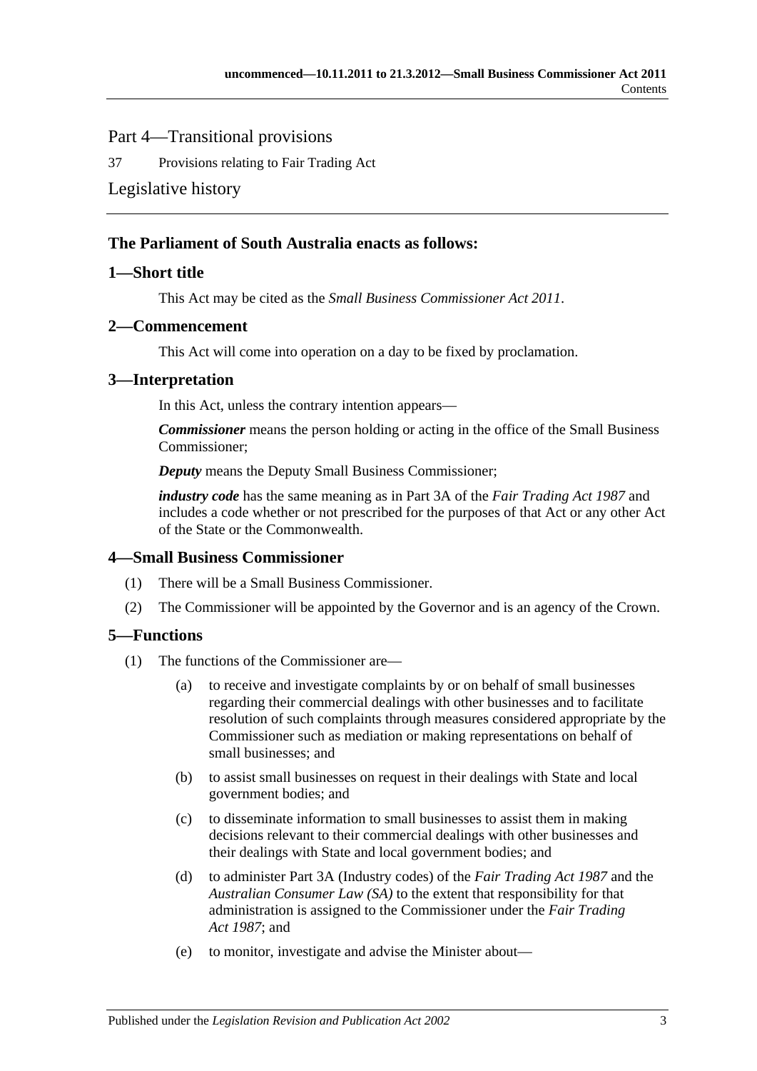## Part 4—Transitional provisions

37 Provisions relating to Fair Trading Act

Legislative history

### The Parliament of South Australia enacts as follows:

### 1—Short title

This Act may be cited as the *Small Business Commissioner Act 2011*.

### 2—Commencement

This Act will come into operation on a day to be fixed by proclamation.

### 3—Interpretation

In this Act, unless the contrary intention appears—

***Commissioner*** means the person holding or acting in the office of the Small Business Commissioner;

***Deputy*** means the Deputy Small Business Commissioner;

***industry code*** has the same meaning as in Part 3A of the *Fair Trading Act 1987* and includes a code whether or not prescribed for the purposes of that Act or any other Act of the State or the Commonwealth.

### 4—Small Business Commissioner

(1) There will be a Small Business Commissioner.

(2) The Commissioner will be appointed by the Governor and is an agency of the Crown.

### 5—Functions

(1) The functions of the Commissioner are—

(a) to receive and investigate complaints by or on behalf of small businesses regarding their commercial dealings with other businesses and to facilitate resolution of such complaints through measures considered appropriate by the Commissioner such as mediation or making representations on behalf of small businesses; and

(b) to assist small businesses on request in their dealings with State and local government bodies; and

(c) to disseminate information to small businesses to assist them in making decisions relevant to their commercial dealings with other businesses and their dealings with State and local government bodies; and

(d) to administer Part 3A (Industry codes) of the *Fair Trading Act 1987* and the *Australian Consumer Law (SA)* to the extent that responsibility for that administration is assigned to the Commissioner under the *Fair Trading Act 1987*; and

(e) to monitor, investigate and advise the Minister about—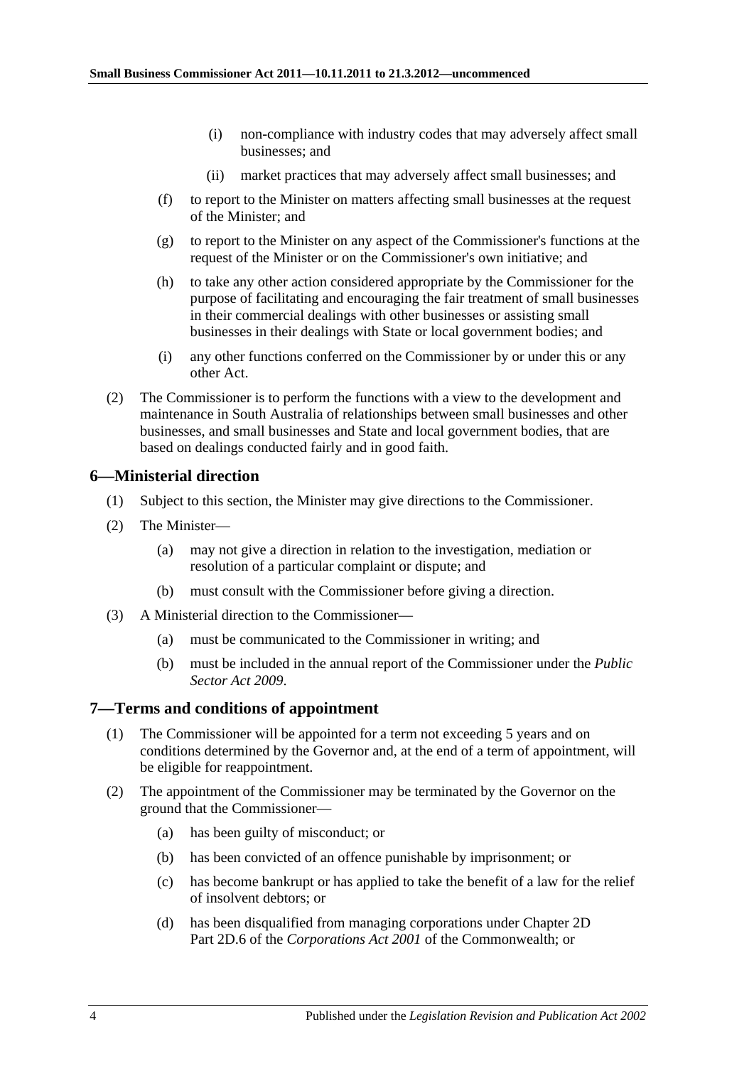(i) non-compliance with industry codes that may adversely affect small businesses; and

(ii) market practices that may adversely affect small businesses; and

(f) to report to the Minister on matters affecting small businesses at the request of the Minister; and

(g) to report to the Minister on any aspect of the Commissioner's functions at the request of the Minister or on the Commissioner's own initiative; and

(h) to take any other action considered appropriate by the Commissioner for the purpose of facilitating and encouraging the fair treatment of small businesses in their commercial dealings with other businesses or assisting small businesses in their dealings with State or local government bodies; and

(i) any other functions conferred on the Commissioner by or under this or any other Act.

(2) The Commissioner is to perform the functions with a view to the development and maintenance in South Australia of relationships between small businesses and other businesses, and small businesses and State and local government bodies, that are based on dealings conducted fairly and in good faith.

## 6—Ministerial direction

(1) Subject to this section, the Minister may give directions to the Commissioner.

(2) The Minister—

(a) may not give a direction in relation to the investigation, mediation or resolution of a particular complaint or dispute; and

(b) must consult with the Commissioner before giving a direction.

(3) A Ministerial direction to the Commissioner—

(a) must be communicated to the Commissioner in writing; and

(b) must be included in the annual report of the Commissioner under the *Public Sector Act 2009*.

## 7—Terms and conditions of appointment

(1) The Commissioner will be appointed for a term not exceeding 5 years and on conditions determined by the Governor and, at the end of a term of appointment, will be eligible for reappointment.

(2) The appointment of the Commissioner may be terminated by the Governor on the ground that the Commissioner—

(a) has been guilty of misconduct; or

(b) has been convicted of an offence punishable by imprisonment; or

(c) has become bankrupt or has applied to take the benefit of a law for the relief of insolvent debtors; or

(d) has been disqualified from managing corporations under Chapter 2D Part 2D.6 of the *Corporations Act 2001* of the Commonwealth; or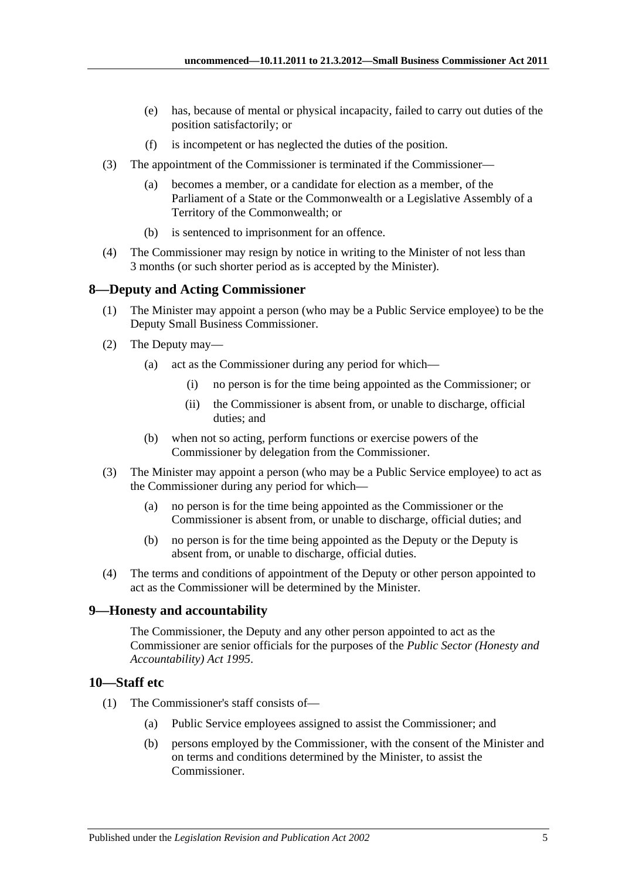(e) has, because of mental or physical incapacity, failed to carry out duties of the position satisfactorily; or

(f) is incompetent or has neglected the duties of the position.

(3) The appointment of the Commissioner is terminated if the Commissioner—

(a) becomes a member, or a candidate for election as a member, of the Parliament of a State or the Commonwealth or a Legislative Assembly of a Territory of the Commonwealth; or

(b) is sentenced to imprisonment for an offence.

(4) The Commissioner may resign by notice in writing to the Minister of not less than 3 months (or such shorter period as is accepted by the Minister).

## 8—Deputy and Acting Commissioner

(1) The Minister may appoint a person (who may be a Public Service employee) to be the Deputy Small Business Commissioner.

(2) The Deputy may—

(a) act as the Commissioner during any period for which—

(i) no person is for the time being appointed as the Commissioner; or

(ii) the Commissioner is absent from, or unable to discharge, official duties; and

(b) when not so acting, perform functions or exercise powers of the Commissioner by delegation from the Commissioner.

(3) The Minister may appoint a person (who may be a Public Service employee) to act as the Commissioner during any period for which—

(a) no person is for the time being appointed as the Commissioner or the Commissioner is absent from, or unable to discharge, official duties; and

(b) no person is for the time being appointed as the Deputy or the Deputy is absent from, or unable to discharge, official duties.

(4) The terms and conditions of appointment of the Deputy or other person appointed to act as the Commissioner will be determined by the Minister.

## 9—Honesty and accountability

The Commissioner, the Deputy and any other person appointed to act as the Commissioner are senior officials for the purposes of the *Public Sector (Honesty and Accountability) Act 1995*.

## 10—Staff etc

(1) The Commissioner's staff consists of—

(a) Public Service employees assigned to assist the Commissioner; and

(b) persons employed by the Commissioner, with the consent of the Minister and on terms and conditions determined by the Minister, to assist the Commissioner.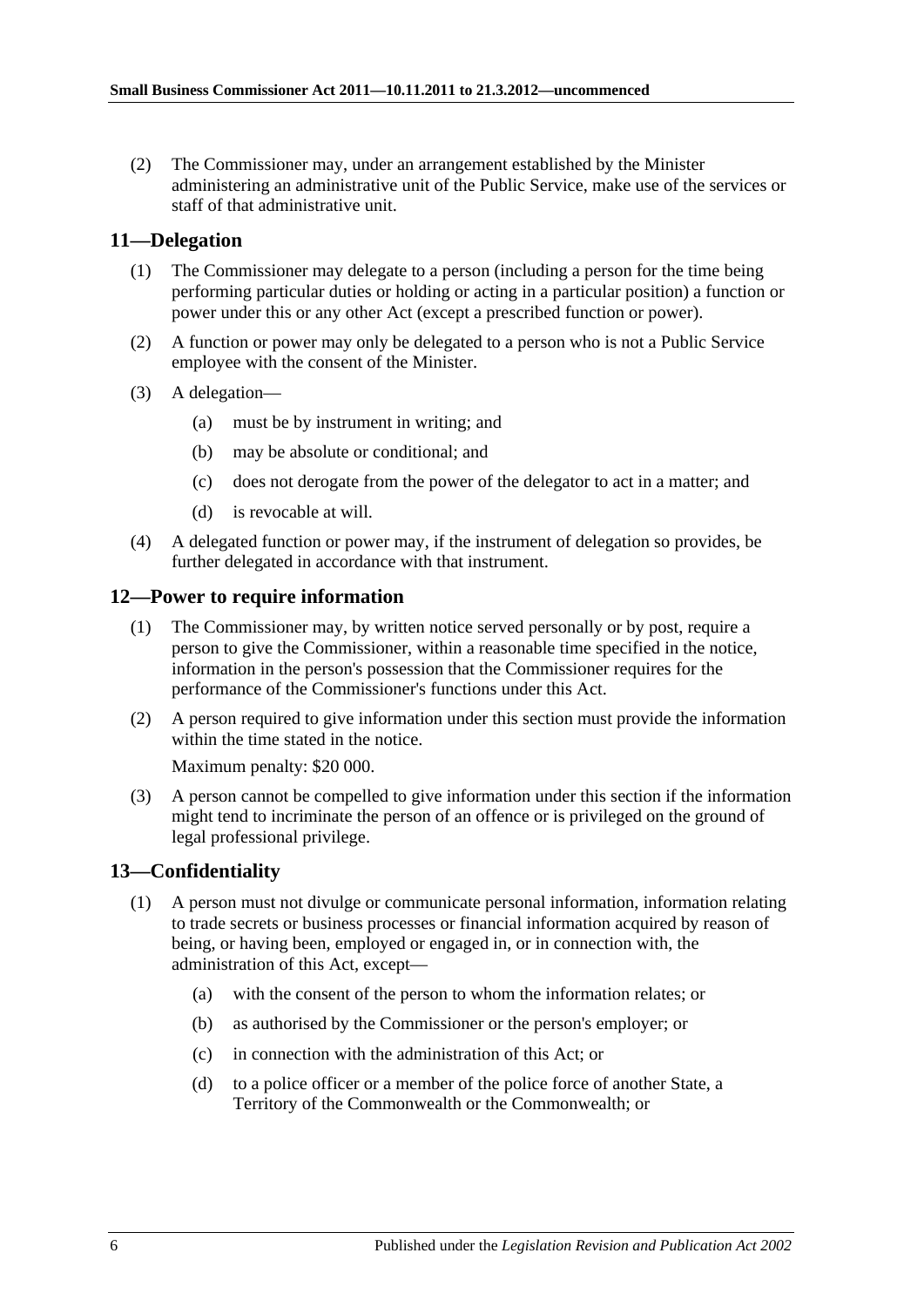(2) The Commissioner may, under an arrangement established by the Minister administering an administrative unit of the Public Service, make use of the services or staff of that administrative unit.

## 11—Delegation

(1) The Commissioner may delegate to a person (including a person for the time being performing particular duties or holding or acting in a particular position) a function or power under this or any other Act (except a prescribed function or power).

(2) A function or power may only be delegated to a person who is not a Public Service employee with the consent of the Minister.

(3) A delegation—

   (a) must be by instrument in writing; and

   (b) may be absolute or conditional; and

   (c) does not derogate from the power of the delegator to act in a matter; and

   (d) is revocable at will.

(4) A delegated function or power may, if the instrument of delegation so provides, be further delegated in accordance with that instrument.

## 12—Power to require information

(1) The Commissioner may, by written notice served personally or by post, require a person to give the Commissioner, within a reasonable time specified in the notice, information in the person's possession that the Commissioner requires for the performance of the Commissioner's functions under this Act.

(2) A person required to give information under this section must provide the information within the time stated in the notice.

Maximum penalty: $20 000.

(3) A person cannot be compelled to give information under this section if the information might tend to incriminate the person of an offence or is privileged on the ground of legal professional privilege.

## 13—Confidentiality

(1) A person must not divulge or communicate personal information, information relating to trade secrets or business processes or financial information acquired by reason of being, or having been, employed or engaged in, or in connection with, the administration of this Act, except—

   (a) with the consent of the person to whom the information relates; or

   (b) as authorised by the Commissioner or the person's employer; or

   (c) in connection with the administration of this Act; or

   (d) to a police officer or a member of the police force of another State, a Territory of the Commonwealth or the Commonwealth; or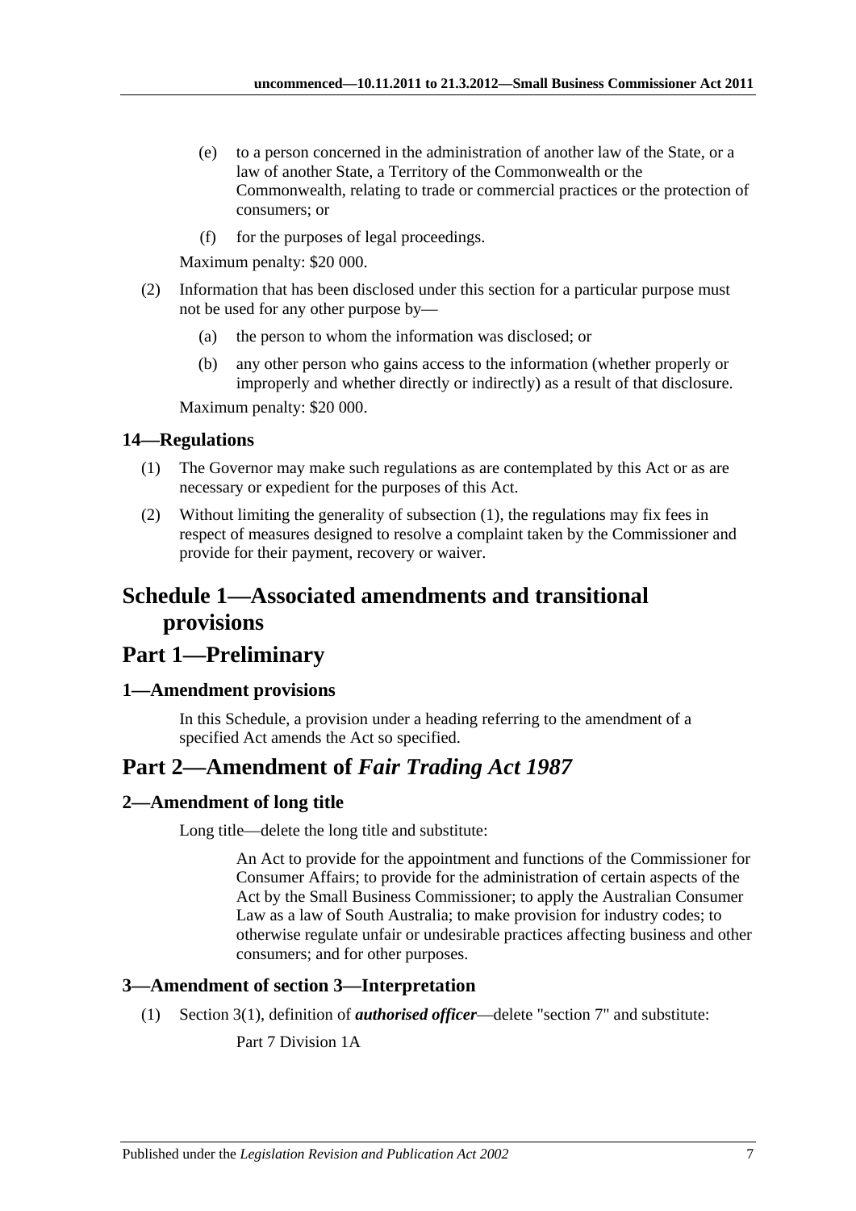(e) to a person concerned in the administration of another law of the State, or a law of another State, a Territory of the Commonwealth or the Commonwealth, relating to trade or commercial practices or the protection of consumers; or

(f) for the purposes of legal proceedings.

Maximum penalty: $20 000.

(2) Information that has been disclosed under this section for a particular purpose must not be used for any other purpose by—

(a) the person to whom the information was disclosed; or

(b) any other person who gains access to the information (whether properly or improperly and whether directly or indirectly) as a result of that disclosure.

Maximum penalty: $20 000.

### 14—Regulations

(1) The Governor may make such regulations as are contemplated by this Act or as are necessary or expedient for the purposes of this Act.

(2) Without limiting the generality of subsection (1), the regulations may fix fees in respect of measures designed to resolve a complaint taken by the Commissioner and provide for their payment, recovery or waiver.

# Schedule 1—Associated amendments and transitional provisions

## Part 1—Preliminary

### 1—Amendment provisions

In this Schedule, a provision under a heading referring to the amendment of a specified Act amends the Act so specified.

## Part 2—Amendment of *Fair Trading Act 1987*

### 2—Amendment of long title

Long title—delete the long title and substitute:

> An Act to provide for the appointment and functions of the Commissioner for Consumer Affairs; to provide for the administration of certain aspects of the Act by the Small Business Commissioner; to apply the Australian Consumer Law as a law of South Australia; to make provision for industry codes; to otherwise regulate unfair or undesirable practices affecting business and other consumers; and for other purposes.

### 3—Amendment of section 3—Interpretation

(1) Section 3(1), definition of ***authorised officer***—delete "section 7" and substitute:

> Part 7 Division 1A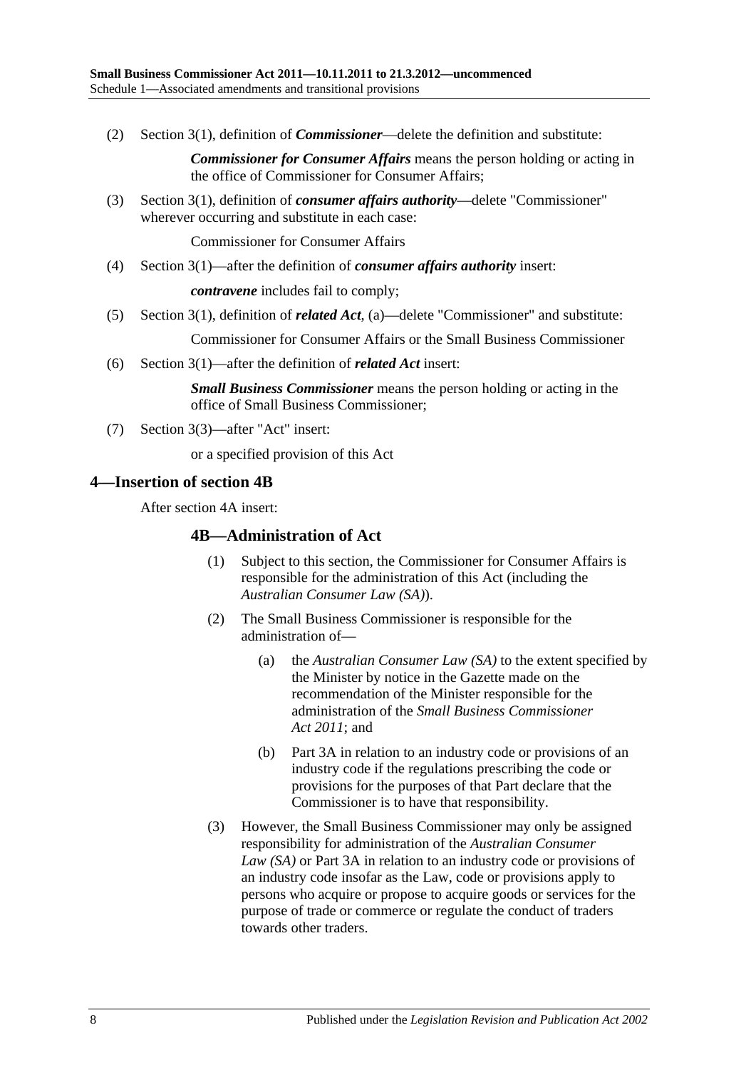(2) Section 3(1), definition of ***Commissioner***—delete the definition and substitute:

> ***Commissioner for Consumer Affairs*** means the person holding or acting in the office of Commissioner for Consumer Affairs;

(3) Section 3(1), definition of ***consumer affairs authority***—delete "Commissioner" wherever occurring and substitute in each case:

> Commissioner for Consumer Affairs

(4) Section 3(1)—after the definition of ***consumer affairs authority*** insert:

> ***contravene*** includes fail to comply;

(5) Section 3(1), definition of ***related Act***, (a)—delete "Commissioner" and substitute:

> Commissioner for Consumer Affairs or the Small Business Commissioner

(6) Section 3(1)—after the definition of ***related Act*** insert:

> ***Small Business Commissioner*** means the person holding or acting in the office of Small Business Commissioner;

(7) Section 3(3)—after "Act" insert:

> or a specified provision of this Act

## 4—Insertion of section 4B

After section 4A insert:

### 4B—Administration of Act

(1) Subject to this section, the Commissioner for Consumer Affairs is responsible for the administration of this Act (including the *Australian Consumer Law (SA)*).

(2) The Small Business Commissioner is responsible for the administration of—

(a) the *Australian Consumer Law (SA)* to the extent specified by the Minister by notice in the Gazette made on the recommendation of the Minister responsible for the administration of the *Small Business Commissioner Act 2011*; and

(b) Part 3A in relation to an industry code or provisions of an industry code if the regulations prescribing the code or provisions for the purposes of that Part declare that the Commissioner is to have that responsibility.

(3) However, the Small Business Commissioner may only be assigned responsibility for administration of the *Australian Consumer Law (SA)* or Part 3A in relation to an industry code or provisions of an industry code insofar as the Law, code or provisions apply to persons who acquire or propose to acquire goods or services for the purpose of trade or commerce or regulate the conduct of traders towards other traders.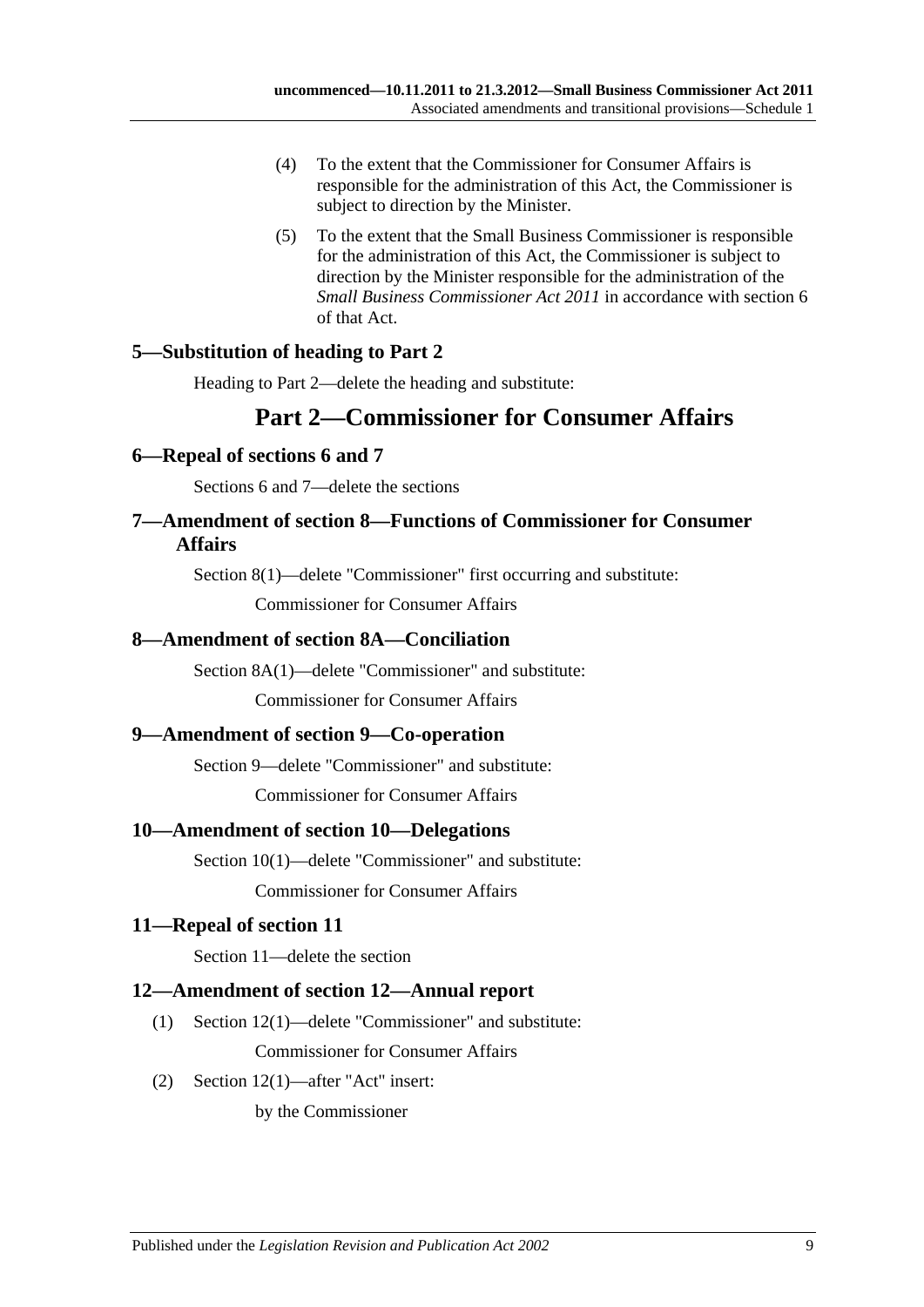(4) To the extent that the Commissioner for Consumer Affairs is responsible for the administration of this Act, the Commissioner is subject to direction by the Minister.

(5) To the extent that the Small Business Commissioner is responsible for the administration of this Act, the Commissioner is subject to direction by the Minister responsible for the administration of the *Small Business Commissioner Act 2011* in accordance with section 6 of that Act.

### 5—Substitution of heading to Part 2

Heading to Part 2—delete the heading and substitute:

## Part 2—Commissioner for Consumer Affairs

### 6—Repeal of sections 6 and 7

Sections 6 and 7—delete the sections

### 7—Amendment of section 8—Functions of Commissioner for Consumer Affairs

Section 8(1)—delete "Commissioner" first occurring and substitute:

Commissioner for Consumer Affairs

### 8—Amendment of section 8A—Conciliation

Section 8A(1)—delete "Commissioner" and substitute:

Commissioner for Consumer Affairs

### 9—Amendment of section 9—Co-operation

Section 9—delete "Commissioner" and substitute:

Commissioner for Consumer Affairs

### 10—Amendment of section 10—Delegations

Section 10(1)—delete "Commissioner" and substitute:

Commissioner for Consumer Affairs

### 11—Repeal of section 11

Section 11—delete the section

### 12—Amendment of section 12—Annual report

(1) Section 12(1)—delete "Commissioner" and substitute:

Commissioner for Consumer Affairs

(2) Section 12(1)—after "Act" insert:

by the Commissioner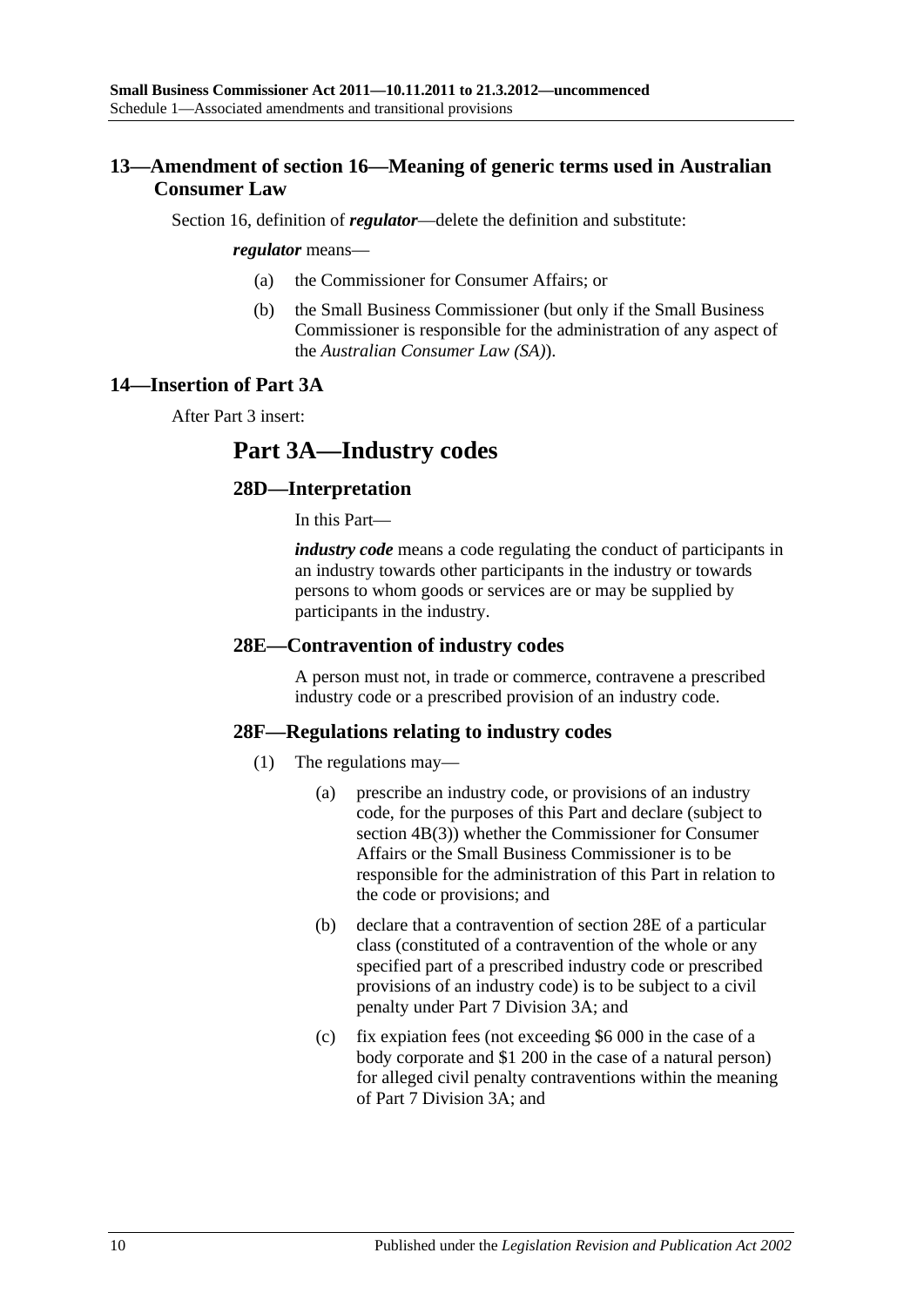## 13—Amendment of section 16—Meaning of generic terms used in Australian Consumer Law

Section 16, definition of ***regulator***—delete the definition and substitute:

> ***regulator*** means—
>
> (a) the Commissioner for Consumer Affairs; or
>
> (b) the Small Business Commissioner (but only if the Small Business Commissioner is responsible for the administration of any aspect of the *Australian Consumer Law (SA)*).

## 14—Insertion of Part 3A

After Part 3 insert:

# Part 3A—Industry codes

## 28D—Interpretation

In this Part—

***industry code*** means a code regulating the conduct of participants in an industry towards other participants in the industry or towards persons to whom goods or services are or may be supplied by participants in the industry.

## 28E—Contravention of industry codes

A person must not, in trade or commerce, contravene a prescribed industry code or a prescribed provision of an industry code.

## 28F—Regulations relating to industry codes

(1) The regulations may—

> (a) prescribe an industry code, or provisions of an industry code, for the purposes of this Part and declare (subject to section 4B(3)) whether the Commissioner for Consumer Affairs or the Small Business Commissioner is to be responsible for the administration of this Part in relation to the code or provisions; and
>
> (b) declare that a contravention of section 28E of a particular class (constituted of a contravention of the whole or any specified part of a prescribed industry code or prescribed provisions of an industry code) is to be subject to a civil penalty under Part 7 Division 3A; and
>
> (c) fix expiation fees (not exceeding $6 000 in the case of a body corporate and $1 200 in the case of a natural person) for alleged civil penalty contraventions within the meaning of Part 7 Division 3A; and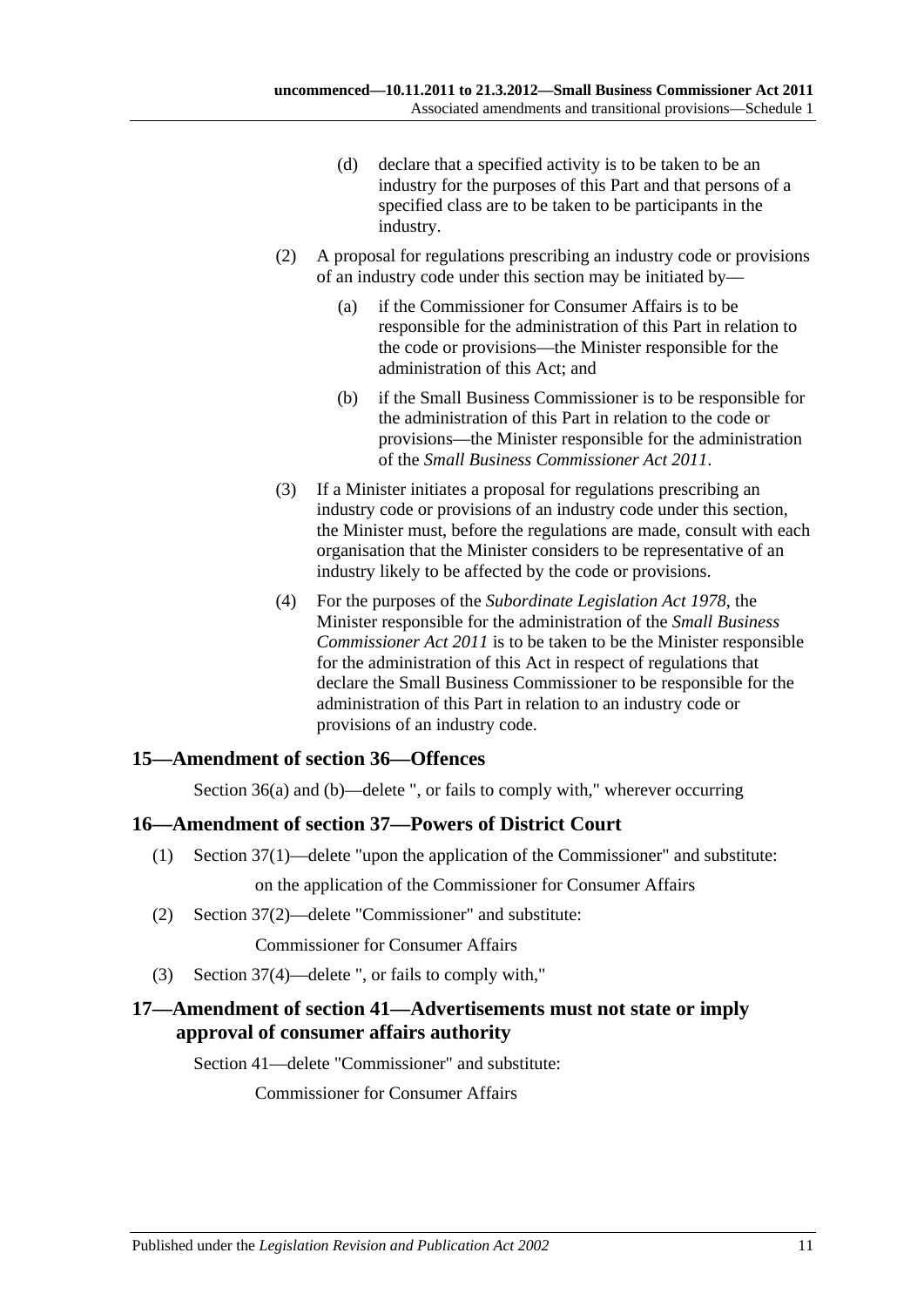(d) declare that a specified activity is to be taken to be an industry for the purposes of this Part and that persons of a specified class are to be taken to be participants in the industry.

(2) A proposal for regulations prescribing an industry code or provisions of an industry code under this section may be initiated by—

(a) if the Commissioner for Consumer Affairs is to be responsible for the administration of this Part in relation to the code or provisions—the Minister responsible for the administration of this Act; and

(b) if the Small Business Commissioner is to be responsible for the administration of this Part in relation to the code or provisions—the Minister responsible for the administration of the *Small Business Commissioner Act 2011*.

(3) If a Minister initiates a proposal for regulations prescribing an industry code or provisions of an industry code under this section, the Minister must, before the regulations are made, consult with each organisation that the Minister considers to be representative of an industry likely to be affected by the code or provisions.

(4) For the purposes of the *Subordinate Legislation Act 1978*, the Minister responsible for the administration of the *Small Business Commissioner Act 2011* is to be taken to be the Minister responsible for the administration of this Act in respect of regulations that declare the Small Business Commissioner to be responsible for the administration of this Part in relation to an industry code or provisions of an industry code.

## 15—Amendment of section 36—Offences

Section 36(a) and (b)—delete ", or fails to comply with," wherever occurring

## 16—Amendment of section 37—Powers of District Court

(1) Section 37(1)—delete "upon the application of the Commissioner" and substitute:

on the application of the Commissioner for Consumer Affairs

(2) Section 37(2)—delete "Commissioner" and substitute:

Commissioner for Consumer Affairs

(3) Section 37(4)—delete ", or fails to comply with,"

## 17—Amendment of section 41—Advertisements must not state or imply approval of consumer affairs authority

Section 41—delete "Commissioner" and substitute:

Commissioner for Consumer Affairs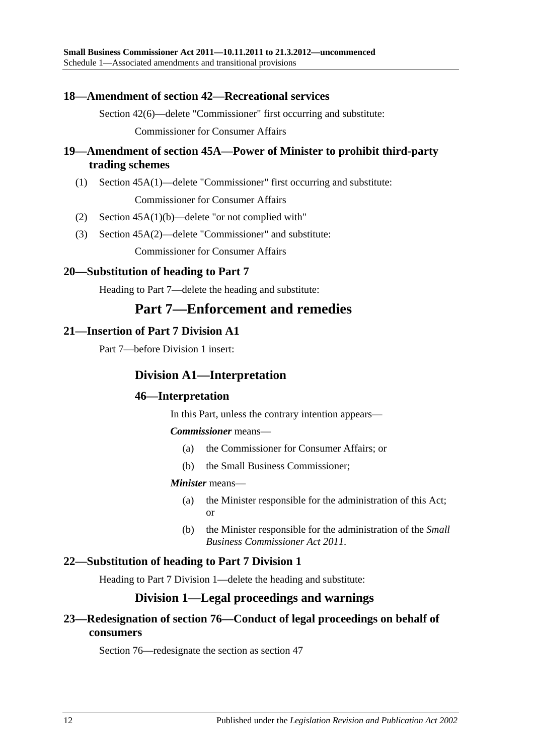### 18—Amendment of section 42—Recreational services

Section 42(6)—delete "Commissioner" first occurring and substitute:

Commissioner for Consumer Affairs

### 19—Amendment of section 45A—Power of Minister to prohibit third-party trading schemes

(1) Section 45A(1)—delete "Commissioner" first occurring and substitute:

Commissioner for Consumer Affairs

(2) Section 45A(1)(b)—delete "or not complied with"

(3) Section 45A(2)—delete "Commissioner" and substitute:

Commissioner for Consumer Affairs

### 20—Substitution of heading to Part 7

Heading to Part 7—delete the heading and substitute:

## Part 7—Enforcement and remedies

### 21—Insertion of Part 7 Division A1

Part 7—before Division 1 insert:

## Division A1—Interpretation

### 46—Interpretation

In this Part, unless the contrary intention appears—

***Commissioner*** means—

(a) the Commissioner for Consumer Affairs; or

(b) the Small Business Commissioner;

***Minister*** means—

(a) the Minister responsible for the administration of this Act; or

(b) the Minister responsible for the administration of the *Small Business Commissioner Act 2011*.

### 22—Substitution of heading to Part 7 Division 1

Heading to Part 7 Division 1—delete the heading and substitute:

## Division 1—Legal proceedings and warnings

### 23—Redesignation of section 76—Conduct of legal proceedings on behalf of consumers

Section 76—redesignate the section as section 47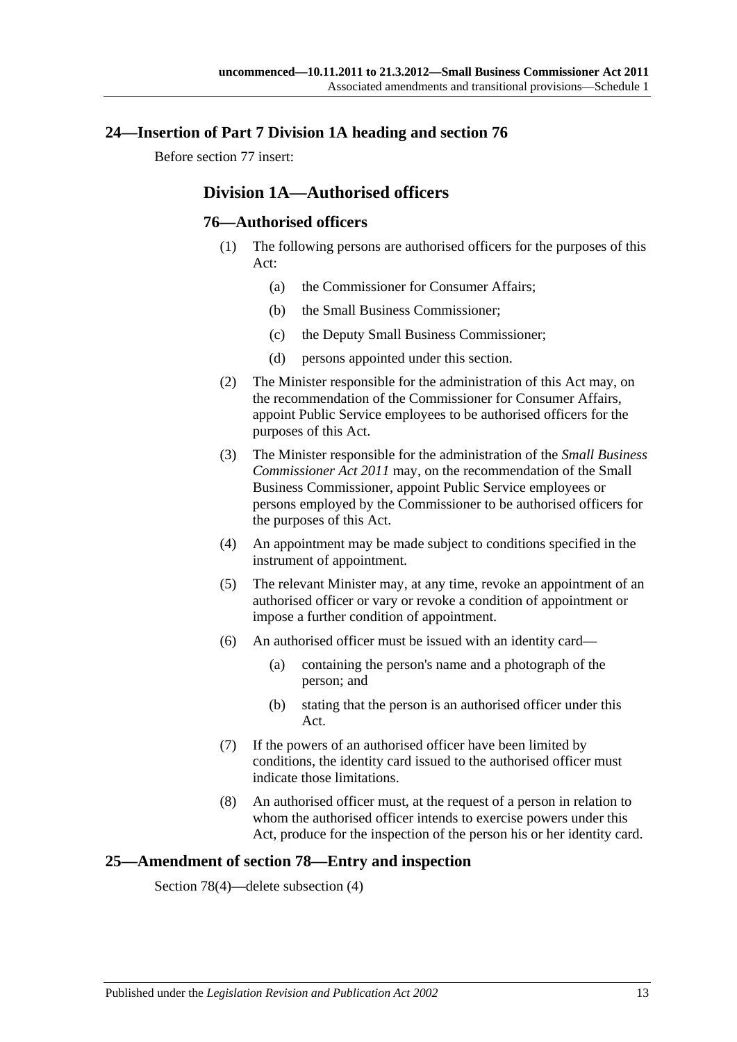## 24—Insertion of Part 7 Division 1A heading and section 76

Before section 77 insert:

### Division 1A—Authorised officers

#### 76—Authorised officers

(1) The following persons are authorised officers for the purposes of this Act:

(a) the Commissioner for Consumer Affairs;

(b) the Small Business Commissioner;

(c) the Deputy Small Business Commissioner;

(d) persons appointed under this section.

(2) The Minister responsible for the administration of this Act may, on the recommendation of the Commissioner for Consumer Affairs, appoint Public Service employees to be authorised officers for the purposes of this Act.

(3) The Minister responsible for the administration of the *Small Business Commissioner Act 2011* may, on the recommendation of the Small Business Commissioner, appoint Public Service employees or persons employed by the Commissioner to be authorised officers for the purposes of this Act.

(4) An appointment may be made subject to conditions specified in the instrument of appointment.

(5) The relevant Minister may, at any time, revoke an appointment of an authorised officer or vary or revoke a condition of appointment or impose a further condition of appointment.

(6) An authorised officer must be issued with an identity card—

(a) containing the person's name and a photograph of the person; and

(b) stating that the person is an authorised officer under this Act.

(7) If the powers of an authorised officer have been limited by conditions, the identity card issued to the authorised officer must indicate those limitations.

(8) An authorised officer must, at the request of a person in relation to whom the authorised officer intends to exercise powers under this Act, produce for the inspection of the person his or her identity card.

## 25—Amendment of section 78—Entry and inspection

Section 78(4)—delete subsection (4)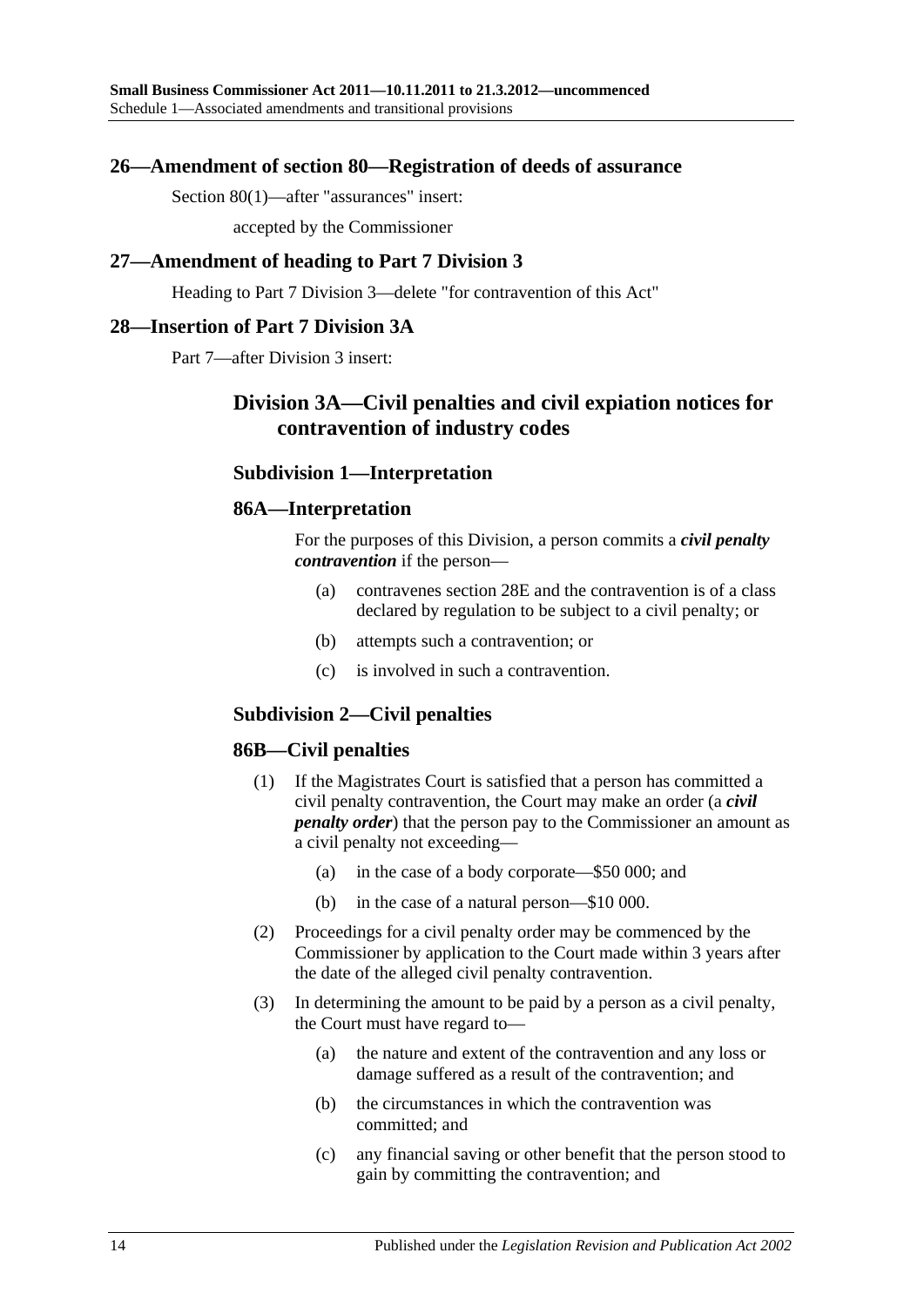## 26—Amendment of section 80—Registration of deeds of assurance

Section 80(1)—after "assurances" insert:

accepted by the Commissioner

## 27—Amendment of heading to Part 7 Division 3

Heading to Part 7 Division 3—delete "for contravention of this Act"

## 28—Insertion of Part 7 Division 3A

Part 7—after Division 3 insert:

### Division 3A—Civil penalties and civil expiation notices for contravention of industry codes

#### Subdivision 1—Interpretation

#### 86A—Interpretation

For the purposes of this Division, a person commits a ***civil penalty contravention*** if the person—

(a) contravenes section 28E and the contravention is of a class declared by regulation to be subject to a civil penalty; or

(b) attempts such a contravention; or

(c) is involved in such a contravention.

#### Subdivision 2—Civil penalties

#### 86B—Civil penalties

(1) If the Magistrates Court is satisfied that a person has committed a civil penalty contravention, the Court may make an order (a ***civil penalty order***) that the person pay to the Commissioner an amount as a civil penalty not exceeding—

(a) in the case of a body corporate—$50 000; and

(b) in the case of a natural person—$10 000.

(2) Proceedings for a civil penalty order may be commenced by the Commissioner by application to the Court made within 3 years after the date of the alleged civil penalty contravention.

(3) In determining the amount to be paid by a person as a civil penalty, the Court must have regard to—

(a) the nature and extent of the contravention and any loss or damage suffered as a result of the contravention; and

(b) the circumstances in which the contravention was committed; and

(c) any financial saving or other benefit that the person stood to gain by committing the contravention; and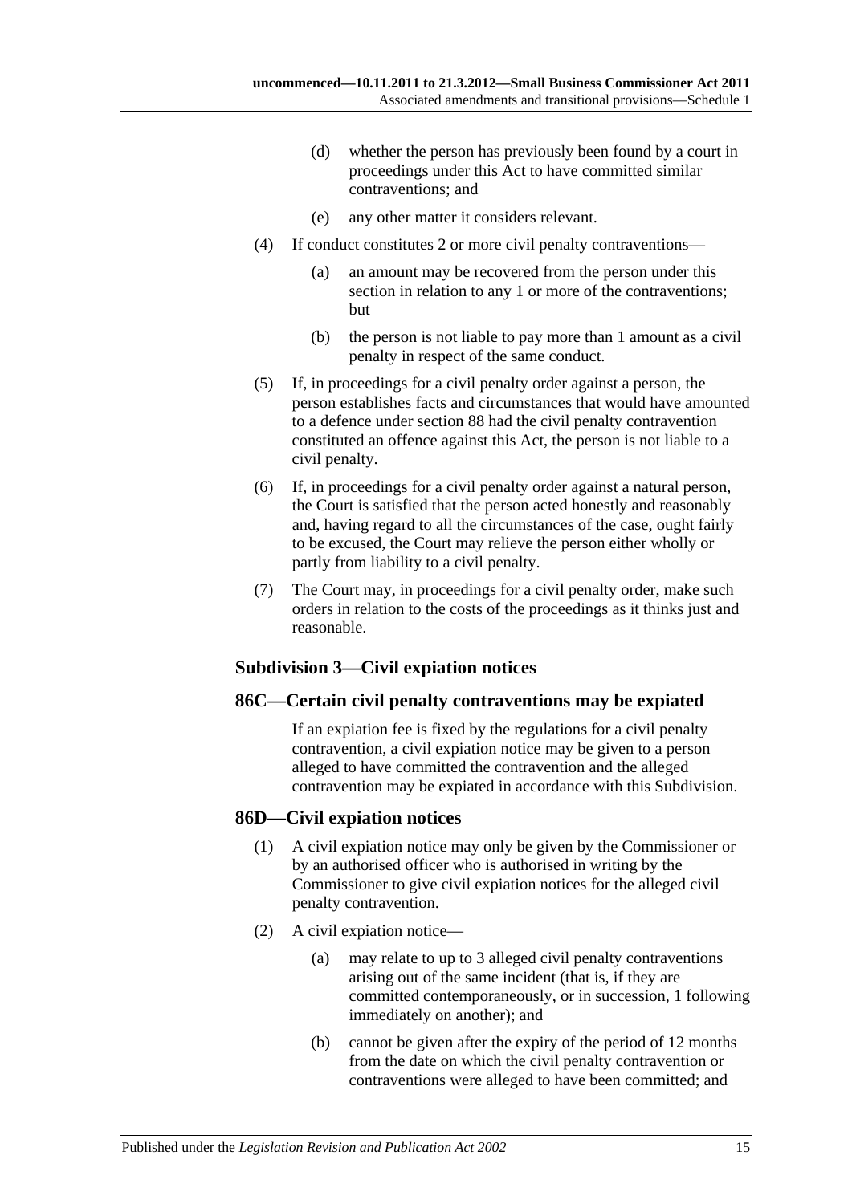(d) whether the person has previously been found by a court in proceedings under this Act to have committed similar contraventions; and

(e) any other matter it considers relevant.

(4) If conduct constitutes 2 or more civil penalty contraventions—

(a) an amount may be recovered from the person under this section in relation to any 1 or more of the contraventions; but

(b) the person is not liable to pay more than 1 amount as a civil penalty in respect of the same conduct.

(5) If, in proceedings for a civil penalty order against a person, the person establishes facts and circumstances that would have amounted to a defence under section 88 had the civil penalty contravention constituted an offence against this Act, the person is not liable to a civil penalty.

(6) If, in proceedings for a civil penalty order against a natural person, the Court is satisfied that the person acted honestly and reasonably and, having regard to all the circumstances of the case, ought fairly to be excused, the Court may relieve the person either wholly or partly from liability to a civil penalty.

(7) The Court may, in proceedings for a civil penalty order, make such orders in relation to the costs of the proceedings as it thinks just and reasonable.

### Subdivision 3—Civil expiation notices

### 86C—Certain civil penalty contraventions may be expiated

If an expiation fee is fixed by the regulations for a civil penalty contravention, a civil expiation notice may be given to a person alleged to have committed the contravention and the alleged contravention may be expiated in accordance with this Subdivision.

### 86D—Civil expiation notices

(1) A civil expiation notice may only be given by the Commissioner or by an authorised officer who is authorised in writing by the Commissioner to give civil expiation notices for the alleged civil penalty contravention.

(2) A civil expiation notice—

(a) may relate to up to 3 alleged civil penalty contraventions arising out of the same incident (that is, if they are committed contemporaneously, or in succession, 1 following immediately on another); and

(b) cannot be given after the expiry of the period of 12 months from the date on which the civil penalty contravention or contraventions were alleged to have been committed; and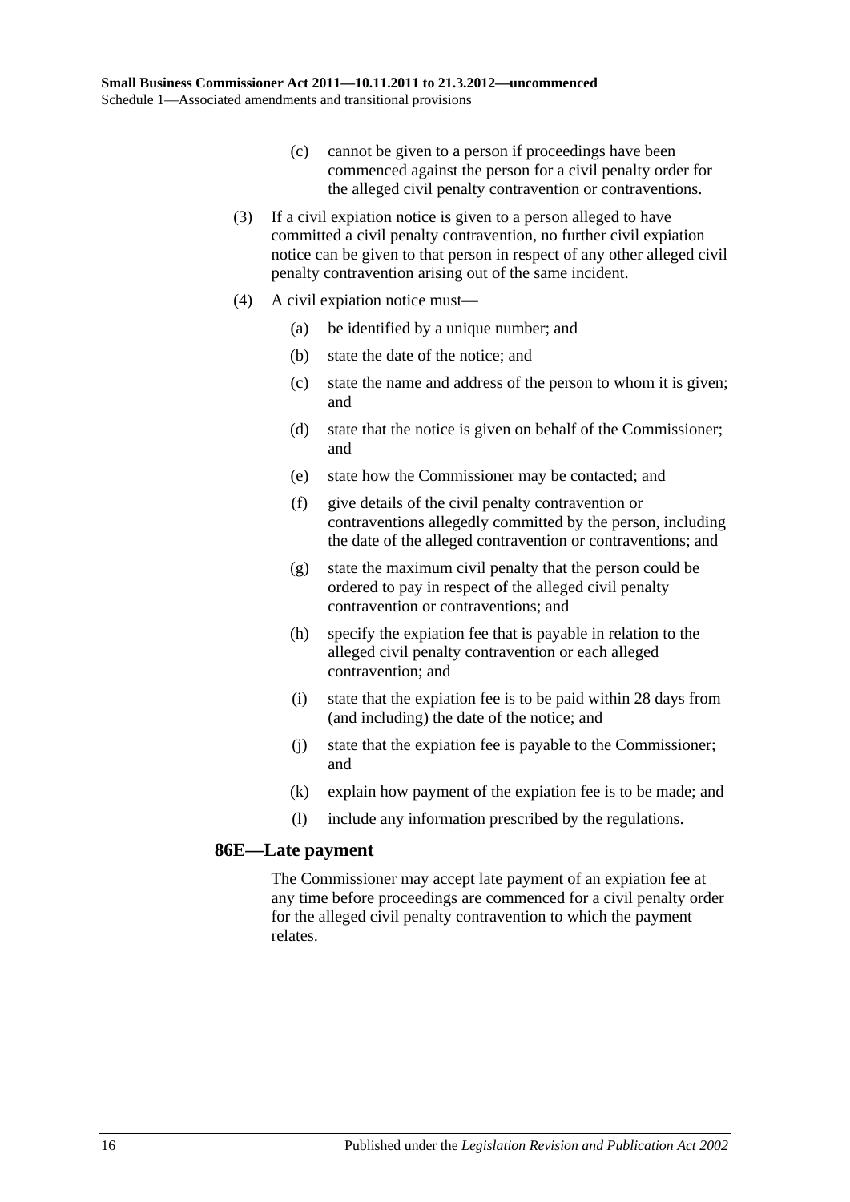(c) cannot be given to a person if proceedings have been commenced against the person for a civil penalty order for the alleged civil penalty contravention or contraventions.

(3) If a civil expiation notice is given to a person alleged to have committed a civil penalty contravention, no further civil expiation notice can be given to that person in respect of any other alleged civil penalty contravention arising out of the same incident.

(4) A civil expiation notice must—

(a) be identified by a unique number; and

(b) state the date of the notice; and

(c) state the name and address of the person to whom it is given; and

(d) state that the notice is given on behalf of the Commissioner; and

(e) state how the Commissioner may be contacted; and

(f) give details of the civil penalty contravention or contraventions allegedly committed by the person, including the date of the alleged contravention or contraventions; and

(g) state the maximum civil penalty that the person could be ordered to pay in respect of the alleged civil penalty contravention or contraventions; and

(h) specify the expiation fee that is payable in relation to the alleged civil penalty contravention or each alleged contravention; and

(i) state that the expiation fee is to be paid within 28 days from (and including) the date of the notice; and

(j) state that the expiation fee is payable to the Commissioner; and

(k) explain how payment of the expiation fee is to be made; and

(l) include any information prescribed by the regulations.

### 86E—Late payment

The Commissioner may accept late payment of an expiation fee at any time before proceedings are commenced for a civil penalty order for the alleged civil penalty contravention to which the payment relates.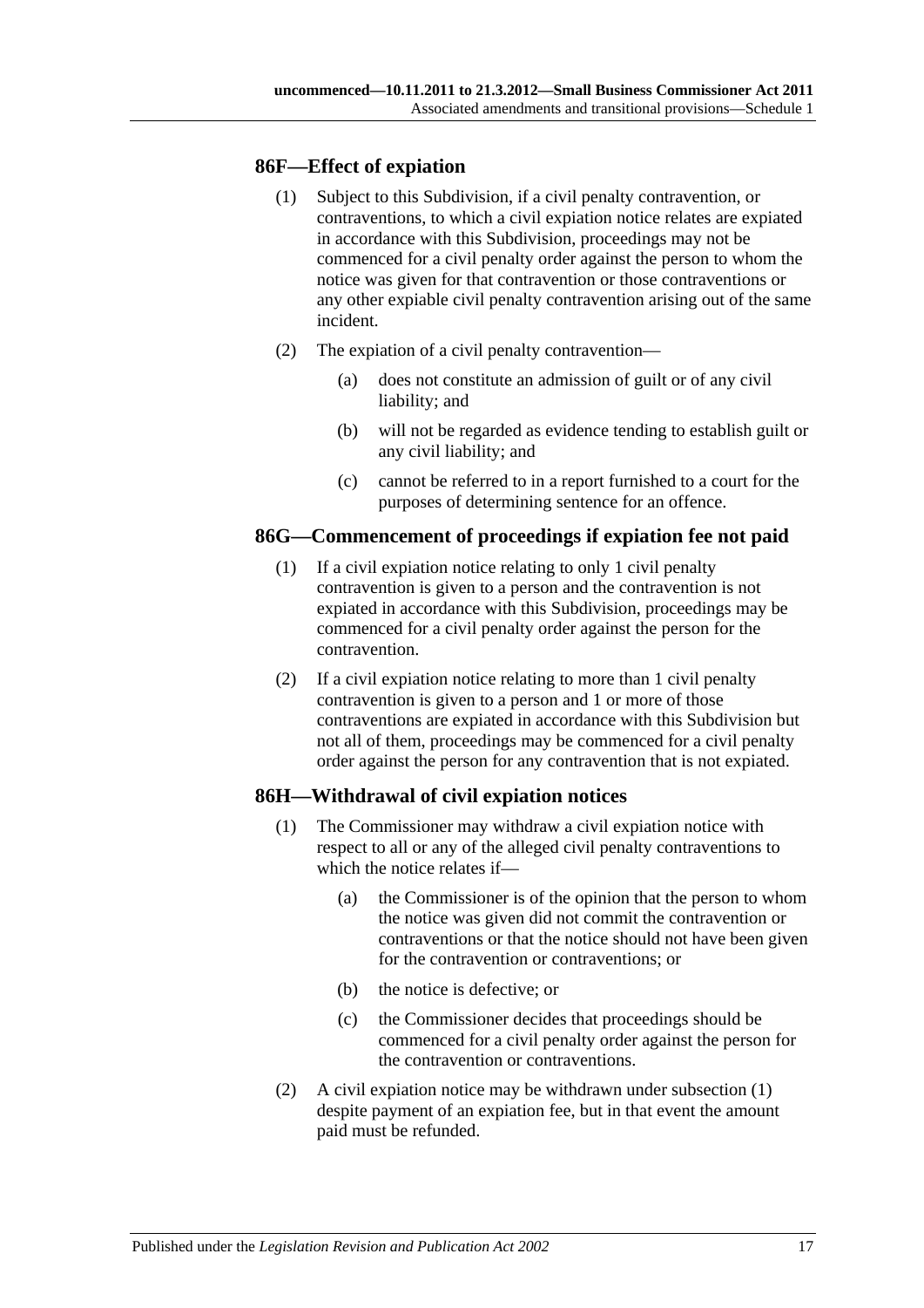### 86F—Effect of expiation

(1) Subject to this Subdivision, if a civil penalty contravention, or contraventions, to which a civil expiation notice relates are expiated in accordance with this Subdivision, proceedings may not be commenced for a civil penalty order against the person to whom the notice was given for that contravention or those contraventions or any other expiable civil penalty contravention arising out of the same incident.

(2) The expiation of a civil penalty contravention—

(a) does not constitute an admission of guilt or of any civil liability; and

(b) will not be regarded as evidence tending to establish guilt or any civil liability; and

(c) cannot be referred to in a report furnished to a court for the purposes of determining sentence for an offence.

### 86G—Commencement of proceedings if expiation fee not paid

(1) If a civil expiation notice relating to only 1 civil penalty contravention is given to a person and the contravention is not expiated in accordance with this Subdivision, proceedings may be commenced for a civil penalty order against the person for the contravention.

(2) If a civil expiation notice relating to more than 1 civil penalty contravention is given to a person and 1 or more of those contraventions are expiated in accordance with this Subdivision but not all of them, proceedings may be commenced for a civil penalty order against the person for any contravention that is not expiated.

### 86H—Withdrawal of civil expiation notices

(1) The Commissioner may withdraw a civil expiation notice with respect to all or any of the alleged civil penalty contraventions to which the notice relates if—

(a) the Commissioner is of the opinion that the person to whom the notice was given did not commit the contravention or contraventions or that the notice should not have been given for the contravention or contraventions; or

(b) the notice is defective; or

(c) the Commissioner decides that proceedings should be commenced for a civil penalty order against the person for the contravention or contraventions.

(2) A civil expiation notice may be withdrawn under subsection (1) despite payment of an expiation fee, but in that event the amount paid must be refunded.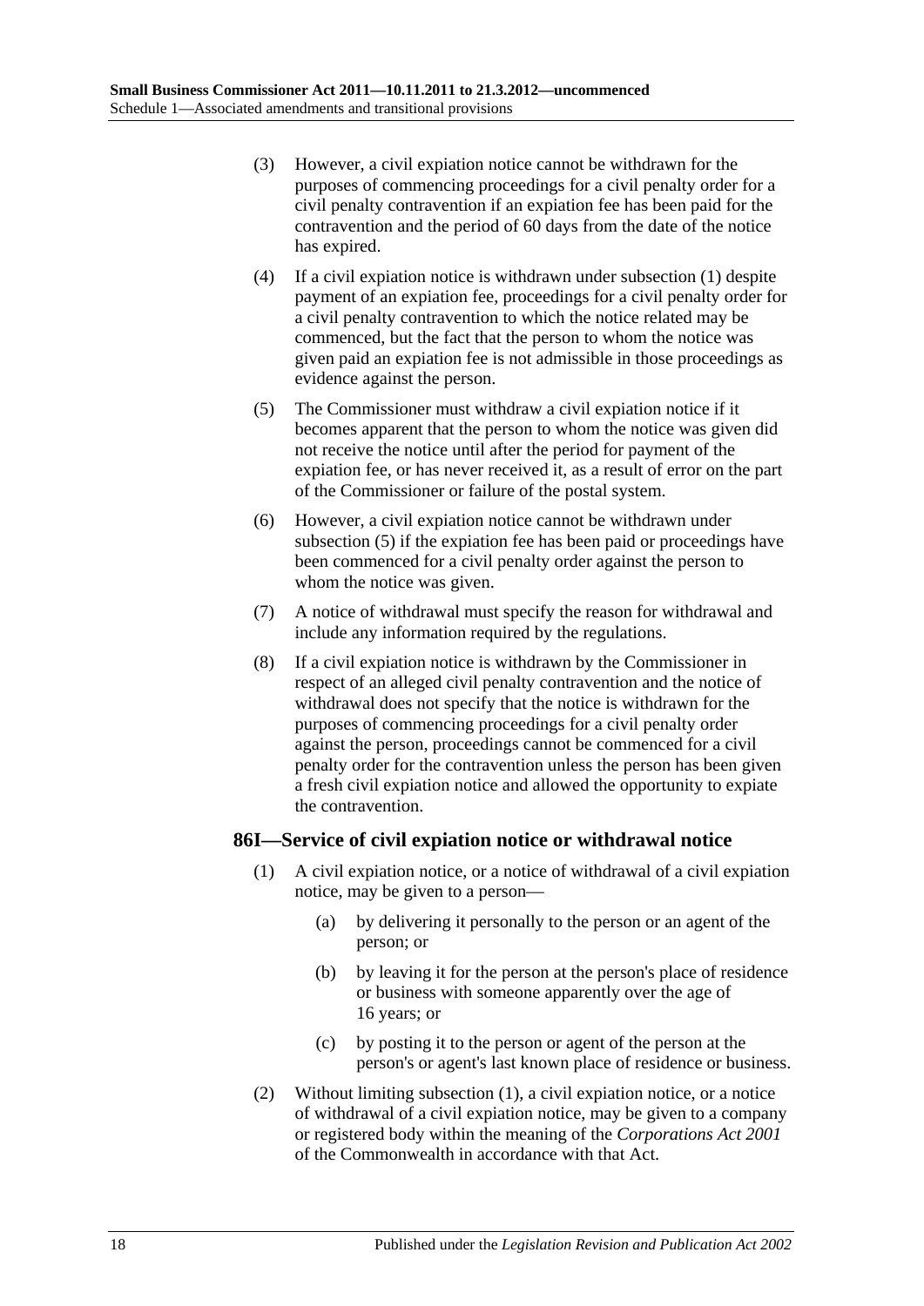(3) However, a civil expiation notice cannot be withdrawn for the purposes of commencing proceedings for a civil penalty order for a civil penalty contravention if an expiation fee has been paid for the contravention and the period of 60 days from the date of the notice has expired.

(4) If a civil expiation notice is withdrawn under subsection (1) despite payment of an expiation fee, proceedings for a civil penalty order for a civil penalty contravention to which the notice related may be commenced, but the fact that the person to whom the notice was given paid an expiation fee is not admissible in those proceedings as evidence against the person.

(5) The Commissioner must withdraw a civil expiation notice if it becomes apparent that the person to whom the notice was given did not receive the notice until after the period for payment of the expiation fee, or has never received it, as a result of error on the part of the Commissioner or failure of the postal system.

(6) However, a civil expiation notice cannot be withdrawn under subsection (5) if the expiation fee has been paid or proceedings have been commenced for a civil penalty order against the person to whom the notice was given.

(7) A notice of withdrawal must specify the reason for withdrawal and include any information required by the regulations.

(8) If a civil expiation notice is withdrawn by the Commissioner in respect of an alleged civil penalty contravention and the notice of withdrawal does not specify that the notice is withdrawn for the purposes of commencing proceedings for a civil penalty order against the person, proceedings cannot be commenced for a civil penalty order for the contravention unless the person has been given a fresh civil expiation notice and allowed the opportunity to expiate the contravention.

### 86I—Service of civil expiation notice or withdrawal notice

(1) A civil expiation notice, or a notice of withdrawal of a civil expiation notice, may be given to a person—

(a) by delivering it personally to the person or an agent of the person; or

(b) by leaving it for the person at the person's place of residence or business with someone apparently over the age of 16 years; or

(c) by posting it to the person or agent of the person at the person's or agent's last known place of residence or business.

(2) Without limiting subsection (1), a civil expiation notice, or a notice of withdrawal of a civil expiation notice, may be given to a company or registered body within the meaning of the *Corporations Act 2001* of the Commonwealth in accordance with that Act.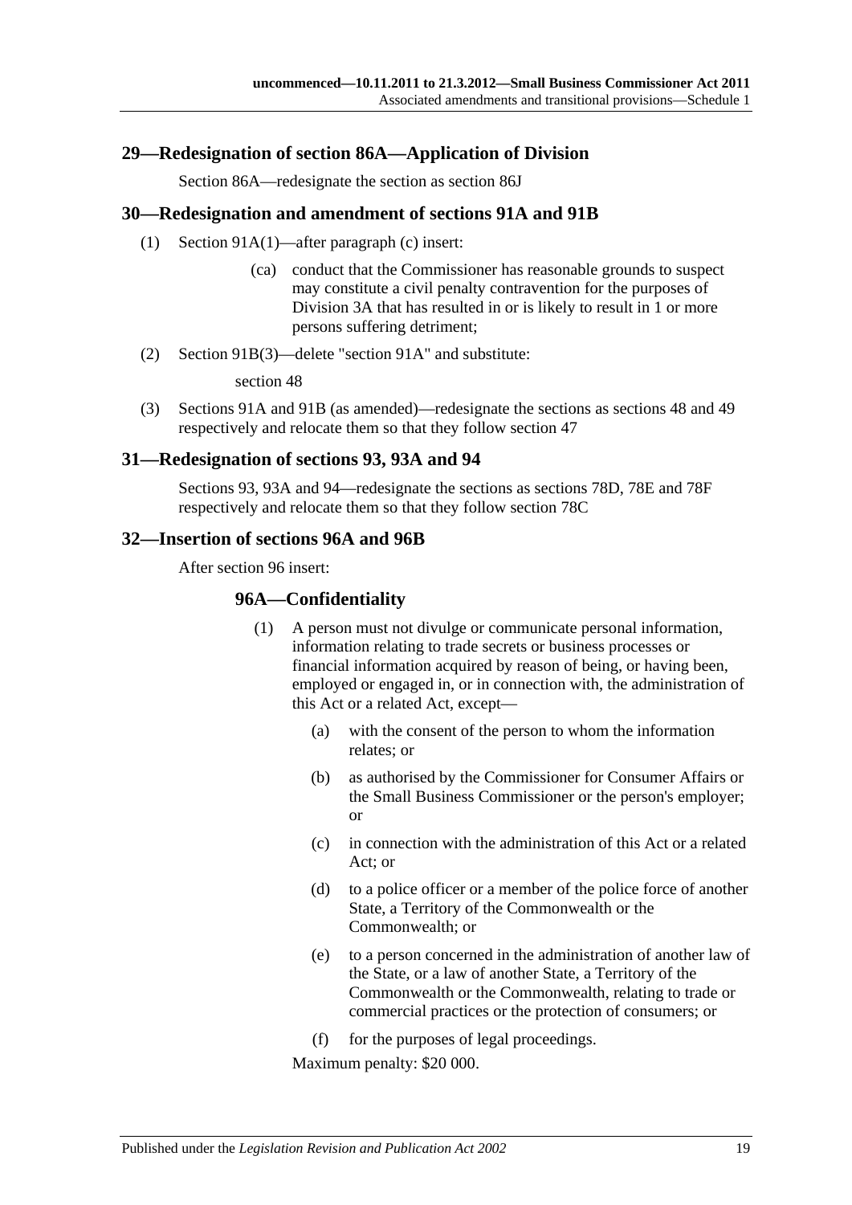## 29—Redesignation of section 86A—Application of Division

Section 86A—redesignate the section as section 86J

## 30—Redesignation and amendment of sections 91A and 91B

(1) Section 91A(1)—after paragraph (c) insert:

> (ca) conduct that the Commissioner has reasonable grounds to suspect may constitute a civil penalty contravention for the purposes of Division 3A that has resulted in or is likely to result in 1 or more persons suffering detriment;

(2) Section 91B(3)—delete "section 91A" and substitute:

> section 48

(3) Sections 91A and 91B (as amended)—redesignate the sections as sections 48 and 49 respectively and relocate them so that they follow section 47

## 31—Redesignation of sections 93, 93A and 94

Sections 93, 93A and 94—redesignate the sections as sections 78D, 78E and 78F respectively and relocate them so that they follow section 78C

## 32—Insertion of sections 96A and 96B

After section 96 insert:

### 96A—Confidentiality

(1) A person must not divulge or communicate personal information, information relating to trade secrets or business processes or financial information acquired by reason of being, or having been, employed or engaged in, or in connection with, the administration of this Act or a related Act, except—

- (a) with the consent of the person to whom the information relates; or
- (b) as authorised by the Commissioner for Consumer Affairs or the Small Business Commissioner or the person's employer; or
- (c) in connection with the administration of this Act or a related Act; or
- (d) to a police officer or a member of the police force of another State, a Territory of the Commonwealth or the Commonwealth; or
- (e) to a person concerned in the administration of another law of the State, or a law of another State, a Territory of the Commonwealth or the Commonwealth, relating to trade or commercial practices or the protection of consumers; or
- (f) for the purposes of legal proceedings.

Maximum penalty: $20 000.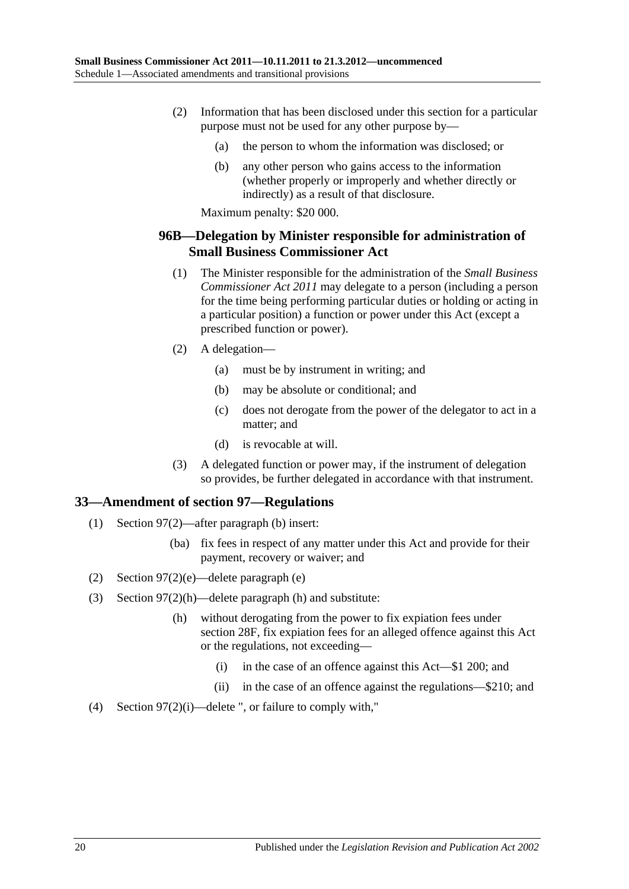(2) Information that has been disclosed under this section for a particular purpose must not be used for any other purpose by—

   (a) the person to whom the information was disclosed; or

   (b) any other person who gains access to the information (whether properly or improperly and whether directly or indirectly) as a result of that disclosure.

Maximum penalty: $20 000.

### 96B—Delegation by Minister responsible for administration of Small Business Commissioner Act

(1) The Minister responsible for the administration of the *Small Business Commissioner Act 2011* may delegate to a person (including a person for the time being performing particular duties or holding or acting in a particular position) a function or power under this Act (except a prescribed function or power).

(2) A delegation—

   (a) must be by instrument in writing; and

   (b) may be absolute or conditional; and

   (c) does not derogate from the power of the delegator to act in a matter; and

   (d) is revocable at will.

(3) A delegated function or power may, if the instrument of delegation so provides, be further delegated in accordance with that instrument.

## 33—Amendment of section 97—Regulations

(1) Section 97(2)—after paragraph (b) insert:

   (ba) fix fees in respect of any matter under this Act and provide for their payment, recovery or waiver; and

(2) Section 97(2)(e)—delete paragraph (e)

(3) Section 97(2)(h)—delete paragraph (h) and substitute:

   (h) without derogating from the power to fix expiation fees under section 28F, fix expiation fees for an alleged offence against this Act or the regulations, not exceeding—

      (i) in the case of an offence against this Act—$1 200; and

      (ii) in the case of an offence against the regulations—$210; and

(4) Section 97(2)(i)—delete ", or failure to comply with,"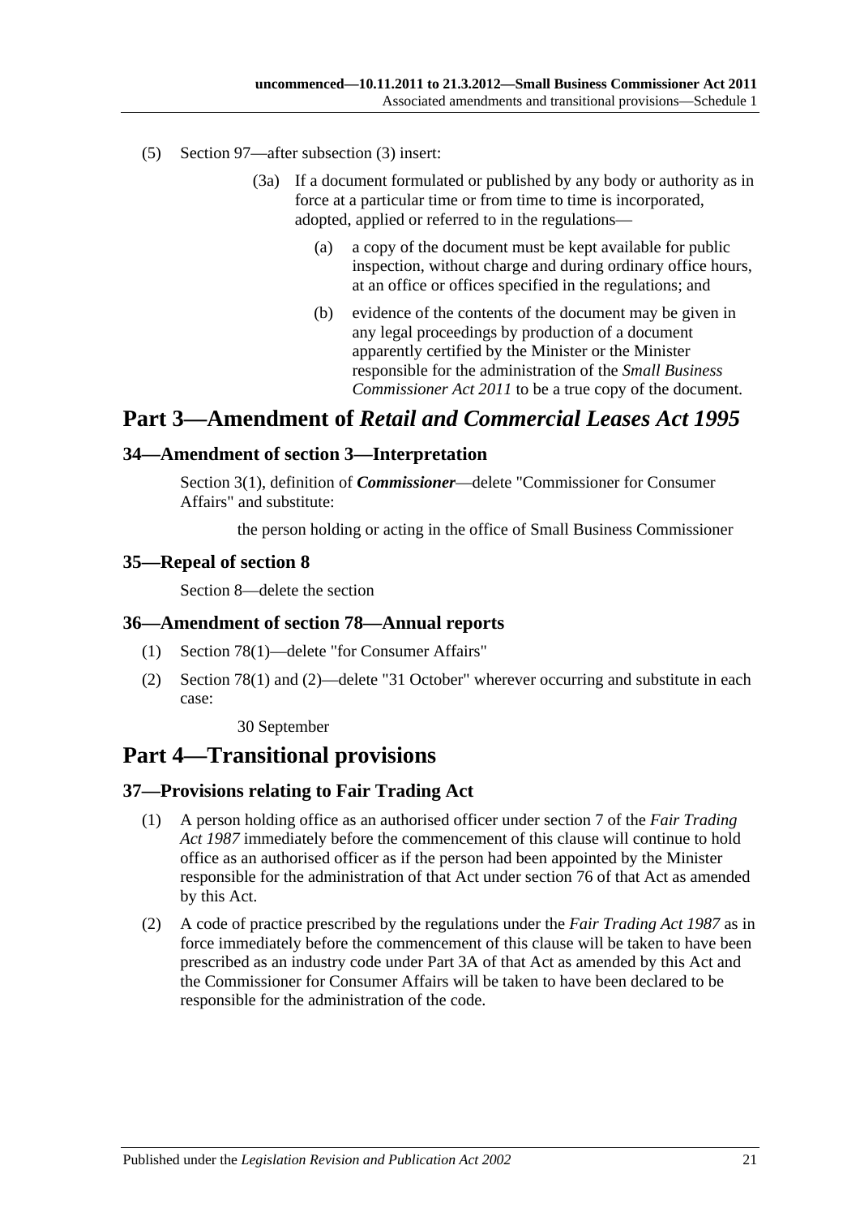(5) Section 97—after subsection (3) insert:

> (3a) If a document formulated or published by any body or authority as in force at a particular time or from time to time is incorporated, adopted, applied or referred to in the regulations—
>
> > (a) a copy of the document must be kept available for public inspection, without charge and during ordinary office hours, at an office or offices specified in the regulations; and
> >
> > (b) evidence of the contents of the document may be given in any legal proceedings by production of a document apparently certified by the Minister or the Minister responsible for the administration of the *Small Business Commissioner Act 2011* to be a true copy of the document.

# Part 3—Amendment of *Retail and Commercial Leases Act 1995*

## 34—Amendment of section 3—Interpretation

Section 3(1), definition of ***Commissioner***—delete "Commissioner for Consumer Affairs" and substitute:

> the person holding or acting in the office of Small Business Commissioner

## 35—Repeal of section 8

Section 8—delete the section

## 36—Amendment of section 78—Annual reports

(1) Section 78(1)—delete "for Consumer Affairs"

(2) Section 78(1) and (2)—delete "31 October" wherever occurring and substitute in each case:

> 30 September

# Part 4—Transitional provisions

## 37—Provisions relating to Fair Trading Act

(1) A person holding office as an authorised officer under section 7 of the *Fair Trading Act 1987* immediately before the commencement of this clause will continue to hold office as an authorised officer as if the person had been appointed by the Minister responsible for the administration of that Act under section 76 of that Act as amended by this Act.

(2) A code of practice prescribed by the regulations under the *Fair Trading Act 1987* as in force immediately before the commencement of this clause will be taken to have been prescribed as an industry code under Part 3A of that Act as amended by this Act and the Commissioner for Consumer Affairs will be taken to have been declared to be responsible for the administration of the code.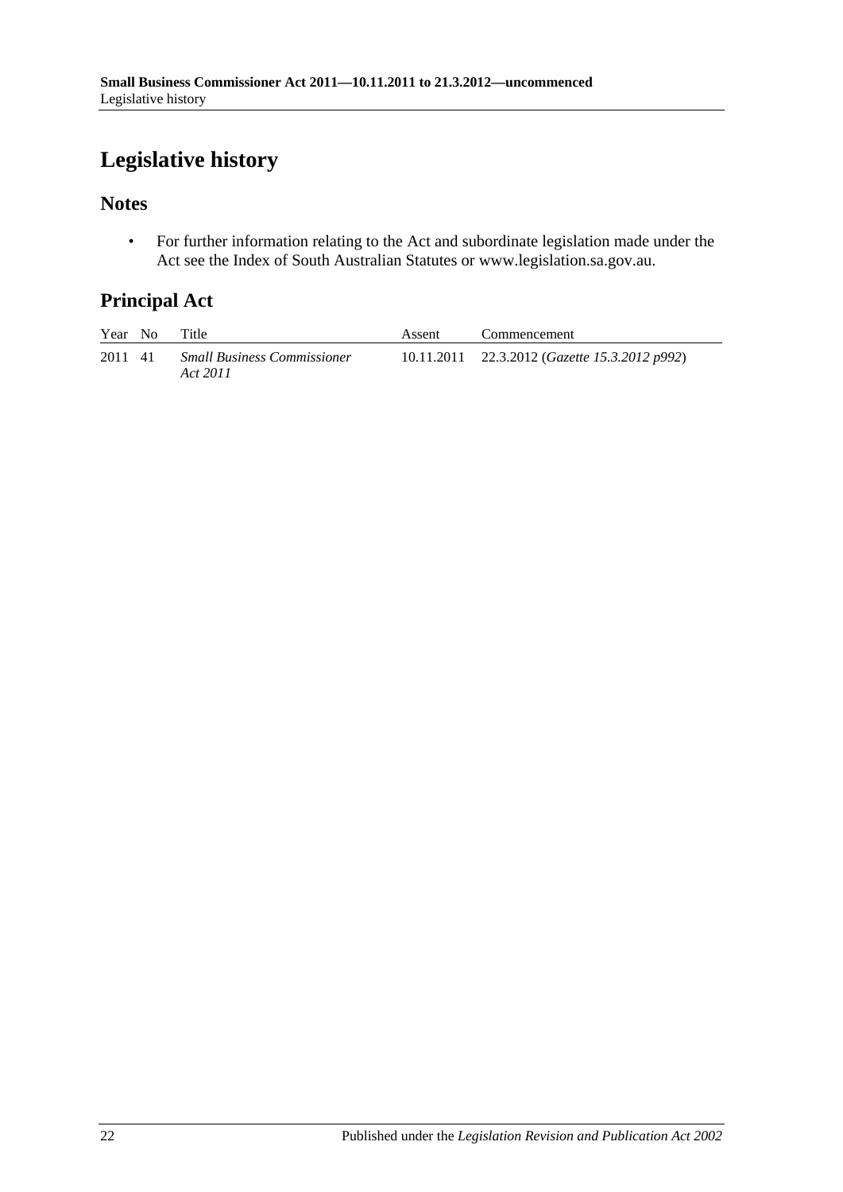# Legislative history

## Notes

- For further information relating to the Act and subordinate legislation made under the Act see the Index of South Australian Statutes or www.legislation.sa.gov.au.

## Principal Act

| Year | No | Title | Assent | Commencement |
|---|---|---|---|---|
| 2011 | 41 | *Small Business Commissioner Act 2011* | 10.11.2011 | 22.3.2012 (*Gazette 15.3.2012 p992*) |